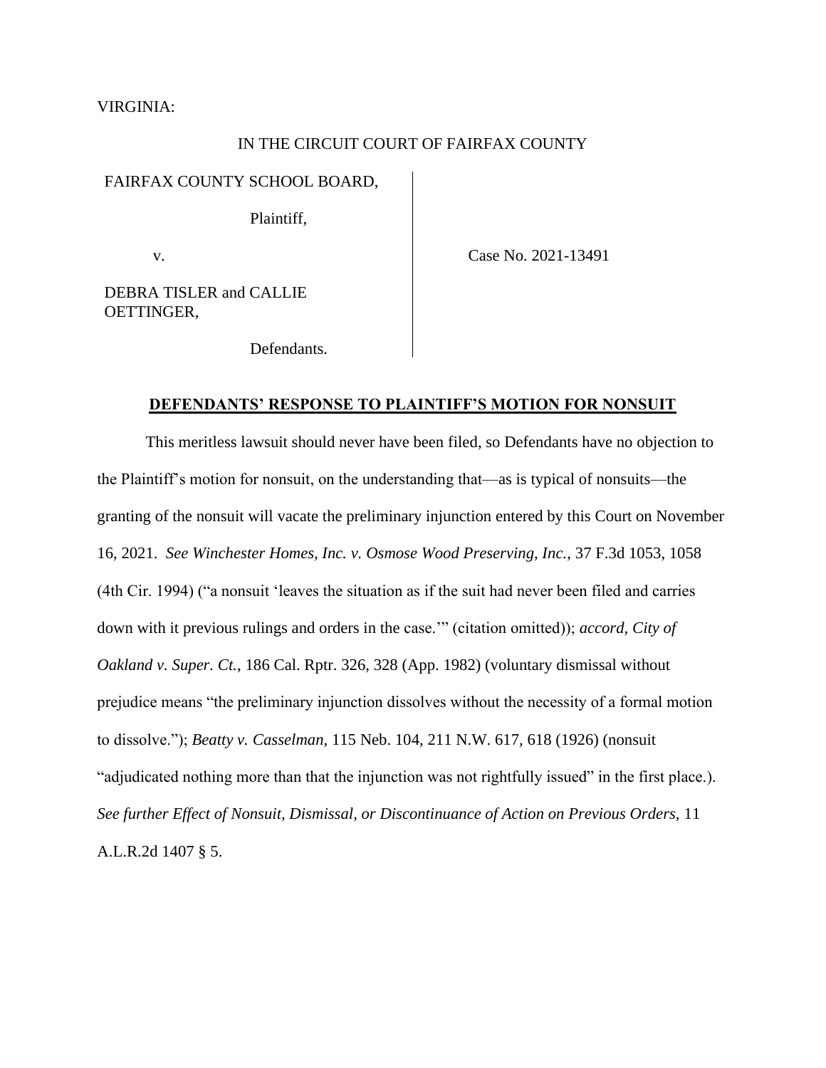VIRGINIA:

IN THE CIRCUIT COURT OF FAIRFAX COUNTY

| | |
|---|---|
| FAIRFAX COUNTY SCHOOL BOARD,<br><br>Plaintiff,<br><br>v.<br><br>DEBRA TISLER and CALLIE OETTINGER,<br><br>Defendants. | Case No. 2021-13491 |

**DEFENDANTS' RESPONSE TO PLAINTIFF'S MOTION FOR NONSUIT**

This meritless lawsuit should never have been filed, so Defendants have no objection to the Plaintiff's motion for nonsuit, on the understanding that—as is typical of nonsuits—the granting of the nonsuit will vacate the preliminary injunction entered by this Court on November 16, 2021. *See Winchester Homes, Inc. v. Osmose Wood Preserving, Inc.*, 37 F.3d 1053, 1058 (4th Cir. 1994) ("a nonsuit 'leaves the situation as if the suit had never been filed and carries down with it previous rulings and orders in the case.'" (citation omitted)); *accord, City of Oakland v. Super. Ct.*, 186 Cal. Rptr. 326, 328 (App. 1982) (voluntary dismissal without prejudice means "the preliminary injunction dissolves without the necessity of a formal motion to dissolve."); *Beatty v. Casselman*, 115 Neb. 104, 211 N.W. 617, 618 (1926) (nonsuit "adjudicated nothing more than that the injunction was not rightfully issued" in the first place.). *See further Effect of Nonsuit, Dismissal, or Discontinuance of Action on Previous Orders*, 11 A.L.R.2d 1407 § 5.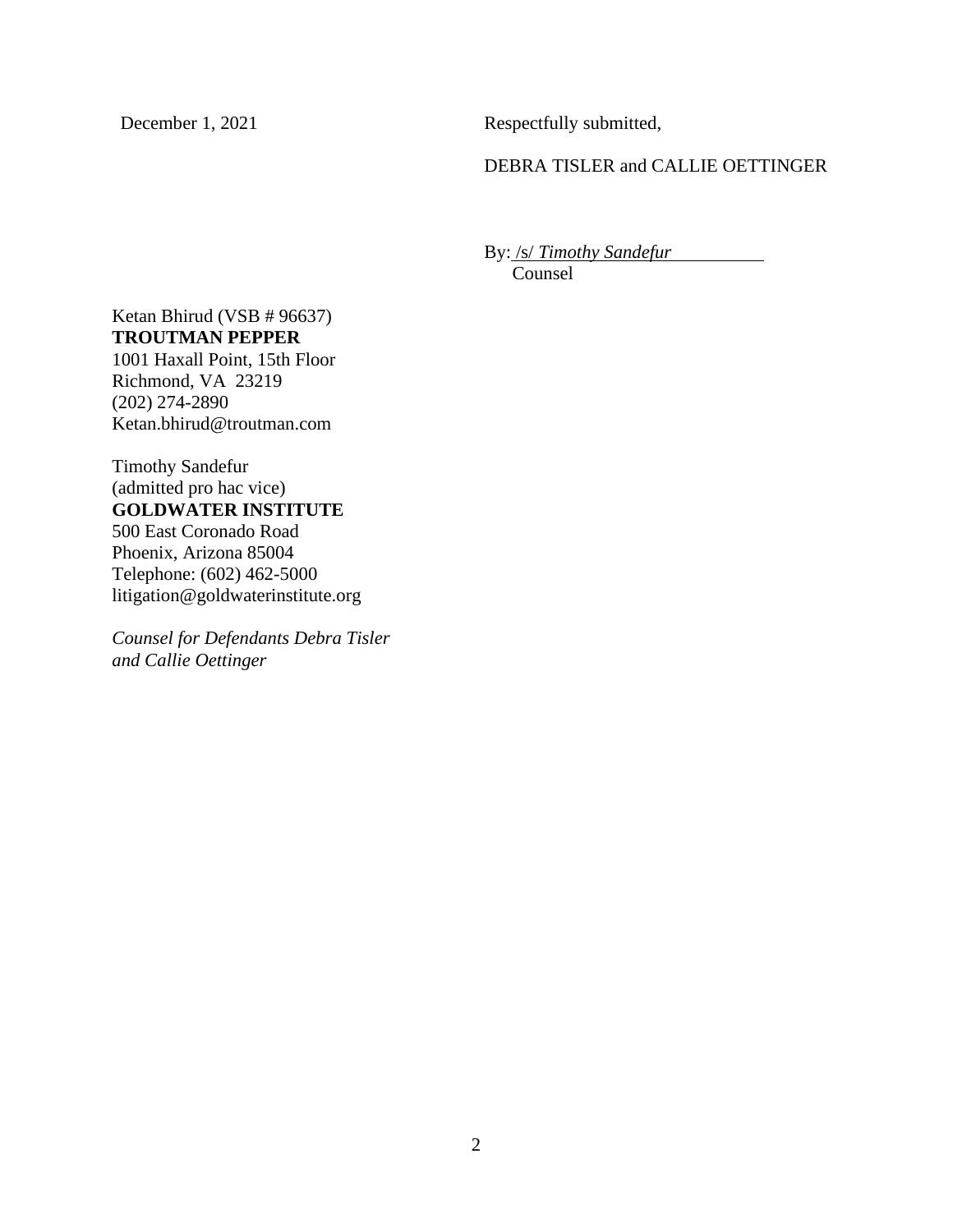December 1, 2021

Respectfully submitted,

DEBRA TISLER and CALLIE OETTINGER

By: /s/ *Timothy Sandefur*
Counsel

Ketan Bhirud (VSB # 96637)
**TROUTMAN PEPPER**
1001 Haxall Point, 15th Floor
Richmond, VA 23219
(202) 274-2890
Ketan.bhirud@troutman.com

Timothy Sandefur
(admitted pro hac vice)
**GOLDWATER INSTITUTE**
500 East Coronado Road
Phoenix, Arizona 85004
Telephone: (602) 462-5000
litigation@goldwaterinstitute.org

*Counsel for Defendants Debra Tisler and Callie Oettinger*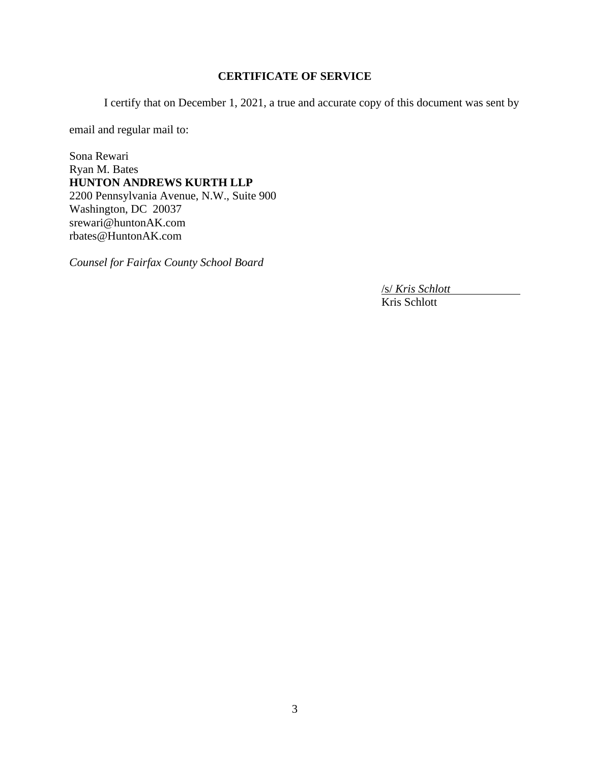## CERTIFICATE OF SERVICE

I certify that on December 1, 2021, a true and accurate copy of this document was sent by email and regular mail to:

Sona Rewari
Ryan M. Bates
**HUNTON ANDREWS KURTH LLP**
2200 Pennsylvania Avenue, N.W., Suite 900
Washington, DC 20037
srewari@huntonAK.com
rbates@HuntonAK.com

*Counsel for Fairfax County School Board*

/s/ *Kris Schlott*
Kris Schlott